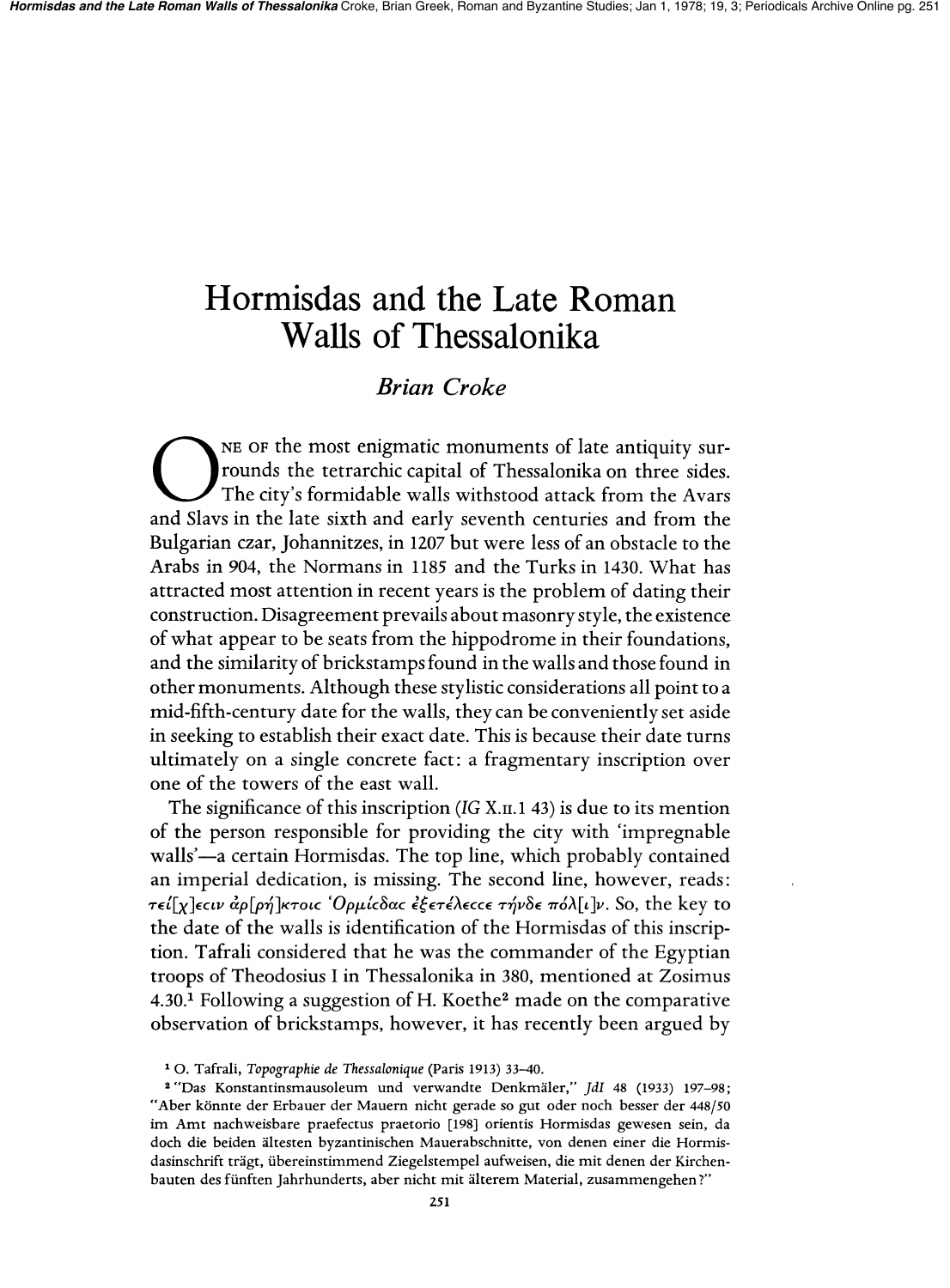# Hormisdas and the Late Roman Walls of Thessalonika

*Brian Croke*

ONE OF the most enigmatic monuments of late antiquity surrounds the tetrarchic capital of Thessalonika on three sides. The city's formidable walls withstood attack from the Avars and Slavs in the late sixth and early seventh centuries and from the Bulgarian czar, Johannitzes, in 1207 but were less of an obstacle to the Arabs in 904, the Normans in 1185 and the Turks in 1430. What has attracted most attention in recent years is the problem of dating their construction. Disagreement prevails about masonry style, the existence of what appear to be seats from the hippodrome in their foundations, and the similarity of brickstamps found in the walls and those found in other monuments. Although these stylistic considerations all point to a mid-fifth-century date for the walls, they can be conveniently set aside in seeking to establish their exact date. This is because their date turns ultimately on a single concrete fact: a fragmentary inscription over one of the towers of the east wall.

The significance of this inscription (*IG* X.II.1 43) is due to its mention of the person responsible for providing the city with 'impregnable walls'—a certain Hormisdas. The top line, which probably contained an imperial dedication, is missing. The second line, however, reads: τεί[χ]εϲιν ἀρ[ρή]κτοιϲ Ὁρμίϲδαϲ ἐξετέλεϲϲε τήνδε πόλ[ι]ν. So, the key to the date of the walls is identification of the Hormisdas of this inscription. Tafrali considered that he was the commander of the Egyptian troops of Theodosius I in Thessalonika in 380, mentioned at Zosimus 4.30.[1] Following a suggestion of H. Koethe[2] made on the comparative observation of brickstamps, however, it has recently been argued by

---

[1] O. Tafrali, *Topographie de Thessalonique* (Paris 1913) 33–40.

[2] "Das Konstantinsmausoleum und verwandte Denkmäler," *JdI* 48 (1933) 197–98; "Aber könnte der Erbauer der Mauern nicht gerade so gut oder noch besser der 448/50 im Amt nachweisbare praefectus praetorio [198] orientis Hormisdas gewesen sein, da doch die beiden ältesten byzantinischen Mauerabschnitte, von denen einer die Hormisdasinschrift trägt, übereinstimmend Ziegelstempel aufweisen, die mit denen der Kirchenbauten des fünften Jahrhunderts, aber nicht mit älterem Material, zusammengehen?"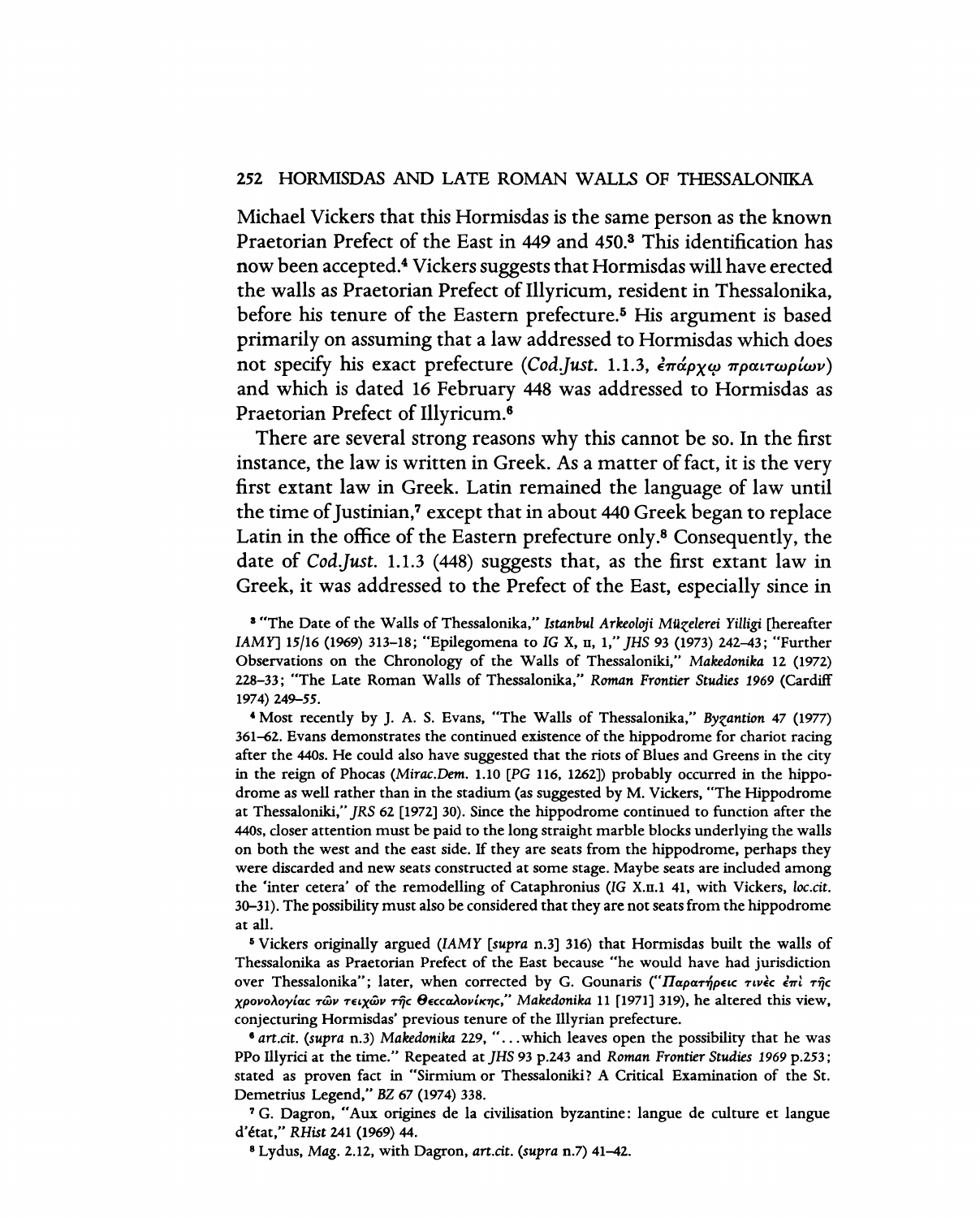Michael Vickers that this Hormisdas is the same person as the known Praetorian Prefect of the East in 449 and 450.[3] This identification has now been accepted.[4] Vickers suggests that Hormisdas will have erected the walls as Praetorian Prefect of Illyricum, resident in Thessalonika, before his tenure of the Eastern prefecture.[5] His argument is based primarily on assuming that a law addressed to Hormisdas which does not specify his exact prefecture (*Cod.Just.* 1.1.3, ἐπάρχῳ πραιτωρίων) and which is dated 16 February 448 was addressed to Hormisdas as Praetorian Prefect of Illyricum.[6]

There are several strong reasons why this cannot be so. In the first instance, the law is written in Greek. As a matter of fact, it is the very first extant law in Greek. Latin remained the language of law until the time of Justinian,[7] except that in about 440 Greek began to replace Latin in the office of the Eastern prefecture only.[8] Consequently, the date of *Cod.Just.* 1.1.3 (448) suggests that, as the first extant law in Greek, it was addressed to the Prefect of the East, especially since in

[3] "The Date of the Walls of Thessalonika," *Istanbul Arkeoloji Müzelerei Yilligi* [hereafter *IAMY*] 15/16 (1969) 313–18; "Epilegomena to *IG* X, II, 1," *JHS* 93 (1973) 242–43; "Further Observations on the Chronology of the Walls of Thessaloniki," *Makedonika* 12 (1972) 228–33; "The Late Roman Walls of Thessalonika," *Roman Frontier Studies 1969* (Cardiff 1974) 249–55.

[4] Most recently by J. A. S. Evans, "The Walls of Thessalonika," *Byzantion* 47 (1977) 361–62. Evans demonstrates the continued existence of the hippodrome for chariot racing after the 440s. He could also have suggested that the riots of Blues and Greens in the city in the reign of Phocas (*Mirac.Dem.* 1.10 [*PG* 116, 1262]) probably occurred in the hippodrome as well rather than in the stadium (as suggested by M. Vickers, "The Hippodrome at Thessaloniki," *JRS* 62 [1972] 30). Since the hippodrome continued to function after the 440s, closer attention must be paid to the long straight marble blocks underlying the walls on both the west and the east side. If they are seats from the hippodrome, perhaps they were discarded and new seats constructed at some stage. Maybe seats are included among the 'inter cetera' of the remodelling of Cataphronius (*IG* X.II.1 41, with Vickers, *loc.cit.* 30–31). The possibility must also be considered that they are not seats from the hippodrome at all.

[5] Vickers originally argued (*IAMY* [*supra* n.3] 316) that Hormisdas built the walls of Thessalonika as Praetorian Prefect of the East because "he would have had jurisdiction over Thessalonika"; later, when corrected by G. Gounaris ("Παρατήρεις τινὲς ἐπὶ τῆς χρονολογίας τῶν τειχῶν τῆς Θεσσαλονίκης," *Makedonika* 11 [1971] 319), he altered this view, conjecturing Hormisdas' previous tenure of the Illyrian prefecture.

[6] *art.cit.* (*supra* n.3) *Makedonika* 229, ". . . which leaves open the possibility that he was PPo Illyrici at the time." Repeated at *JHS* 93 p.243 and *Roman Frontier Studies 1969* p.253; stated as proven fact in "Sirmium or Thessaloniki? A Critical Examination of the St. Demetrius Legend," *BZ* 67 (1974) 338.

[7] G. Dagron, "Aux origines de la civilisation byzantine: langue de culture et langue d'état," *RHist* 241 (1969) 44.

[8] Lydus, *Mag.* 2.12, with Dagron, *art.cit.* (*supra* n.7) 41–42.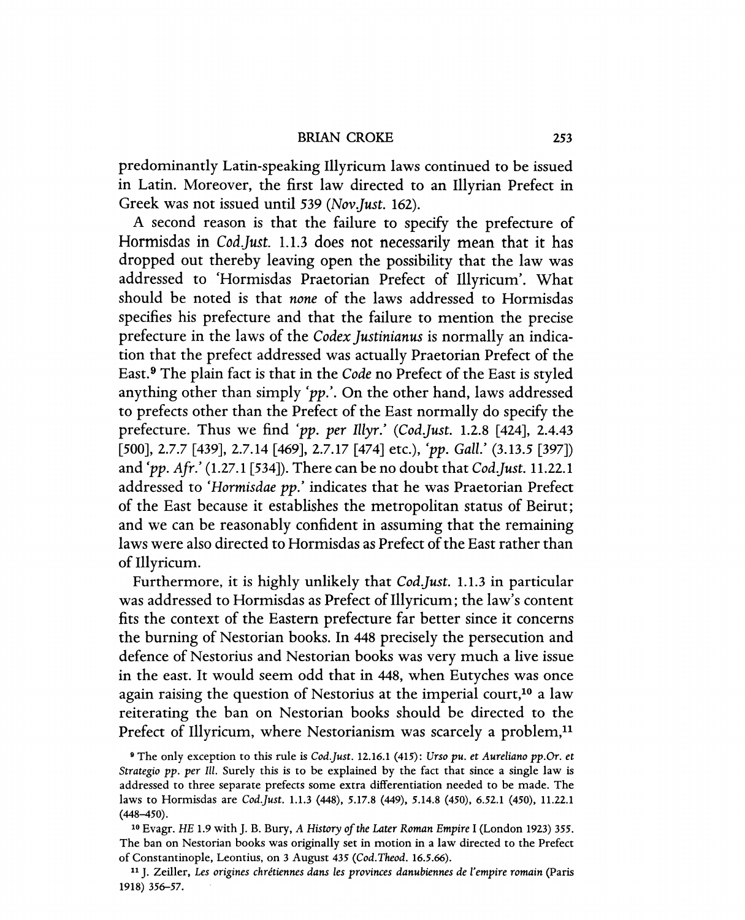predominantly Latin-speaking Illyricum laws continued to be issued in Latin. Moreover, the first law directed to an Illyrian Prefect in Greek was not issued until 539 (*Nov.Just.* 162).

A second reason is that the failure to specify the prefecture of Hormisdas in *Cod.Just.* 1.1.3 does not necessarily mean that it has dropped out thereby leaving open the possibility that the law was addressed to 'Hormisdas Praetorian Prefect of Illyricum'. What should be noted is that *none* of the laws addressed to Hormisdas specifies his prefecture and that the failure to mention the precise prefecture in the laws of the *Codex Justinianus* is normally an indication that the prefect addressed was actually Praetorian Prefect of the East.[9] The plain fact is that in the *Code* no Prefect of the East is styled anything other than simply '*pp.*'. On the other hand, laws addressed to prefects other than the Prefect of the East normally do specify the prefecture. Thus we find '*pp. per Illyr.*' (*Cod.Just.* 1.2.8 [424], 2.4.43 [500], 2.7.7 [439], 2.7.14 [469], 2.7.17 [474] etc.), '*pp. Gall.*' (3.13.5 [397]) and '*pp. Afr.*' (1.27.1 [534]). There can be no doubt that *Cod.Just.* 11.22.1 addressed to '*Hormisdae pp.*' indicates that he was Praetorian Prefect of the East because it establishes the metropolitan status of Beirut; and we can be reasonably confident in assuming that the remaining laws were also directed to Hormisdas as Prefect of the East rather than of Illyricum.

Furthermore, it is highly unlikely that *Cod.Just.* 1.1.3 in particular was addressed to Hormisdas as Prefect of Illyricum; the law's content fits the context of the Eastern prefecture far better since it concerns the burning of Nestorian books. In 448 precisely the persecution and defence of Nestorius and Nestorian books was very much a live issue in the east. It would seem odd that in 448, when Eutyches was once again raising the question of Nestorius at the imperial court,[10] a law reiterating the ban on Nestorian books should be directed to the Prefect of Illyricum, where Nestorianism was scarcely a problem,[11]

[9] The only exception to this rule is *Cod.Just.* 12.16.1 (415): *Urso pu. et Aureliano pp.Or. et Strategio pp. per Ill.* Surely this is to be explained by the fact that since a single law is addressed to three separate prefects some extra differentiation needed to be made. The laws to Hormisdas are *Cod.Just.* 1.1.3 (448), 5.17.8 (449), 5.14.8 (450), 6.52.1 (450), 11.22.1 (448–450).

[10] Evagr. *HE* 1.9 with J. B. Bury, *A History of the Later Roman Empire* I (London 1923) 355. The ban on Nestorian books was originally set in motion in a law directed to the Prefect of Constantinople, Leontius, on 3 August 435 (*Cod.Theod.* 16.5.66).

[11] J. Zeiller, *Les origines chrétiennes dans les provinces danubiennes de l'empire romain* (Paris 1918) 356–57.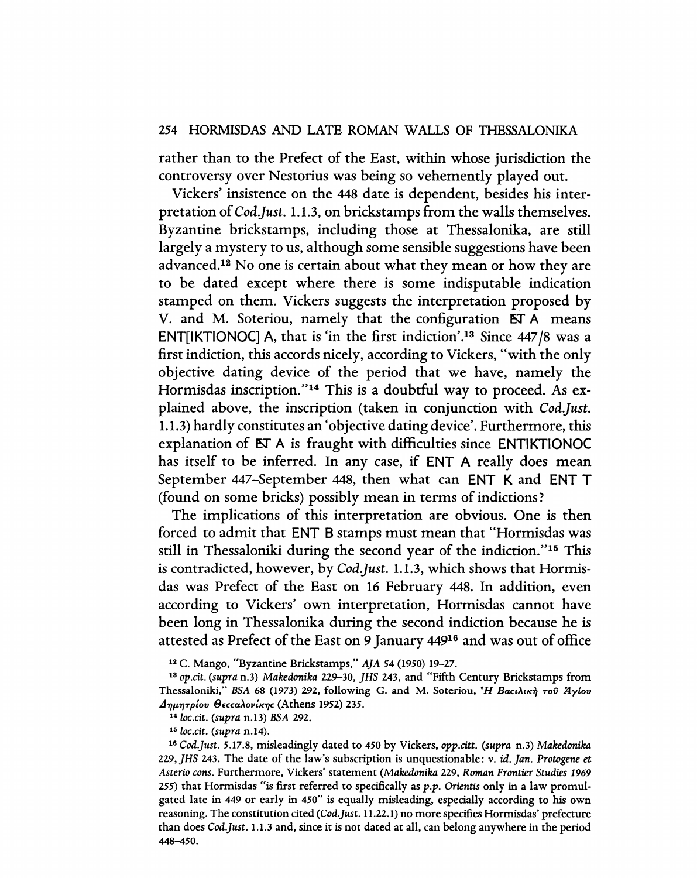rather than to the Prefect of the East, within whose jurisdiction the controversy over Nestorius was being so vehemently played out.

Vickers' insistence on the 448 date is dependent, besides his interpretation of *Cod.Just.* 1.1.3, on brickstamps from the walls themselves. Byzantine brickstamps, including those at Thessalonika, are still largely a mystery to us, although some sensible suggestions have been advanced.[12] No one is certain about what they mean or how they are to be dated except where there is some indisputable indication stamped on them. Vickers suggests the interpretation proposed by V. and M. Soteriou, namely that the configuration ENT A means ENT[IKTIONOC] A, that is 'in the first indiction'.[13] Since 447/8 was a first indiction, this accords nicely, according to Vickers, "with the only objective dating device of the period that we have, namely the Hormisdas inscription."[14] This is a doubtful way to proceed. As explained above, the inscription (taken in conjunction with *Cod.Just.* 1.1.3) hardly constitutes an 'objective dating device'. Furthermore, this explanation of ENT A is fraught with difficulties since ENTIKTIONOC has itself to be inferred. In any case, if ENT A really does mean September 447–September 448, then what can ENT K and ENT T (found on some bricks) possibly mean in terms of indictions?

The implications of this interpretation are obvious. One is then forced to admit that ENT B stamps must mean that "Hormisdas was still in Thessaloniki during the second year of the indiction."[15] This is contradicted, however, by *Cod.Just.* 1.1.3, which shows that Hormisdas was Prefect of the East on 16 February 448. In addition, even according to Vickers' own interpretation, Hormisdas cannot have been long in Thessalonika during the second indiction because he is attested as Prefect of the East on 9 January 449[16] and was out of office

[12] C. Mango, "Byzantine Brickstamps," *AJA* 54 (1950) 19–27.

[13] *op.cit.* (*supra* n.3) *Makedonika* 229–30, *JHS* 243, and "Fifth Century Brickstamps from Thessaloniki," *BSA* 68 (1973) 292, following G. and M. Soteriou, *'Η Βασιλικὴ τοῦ Ἁγίου Δημητρίου Θεσσαλονίκης* (Athens 1952) 235.

[14] *loc.cit.* (*supra* n.13) *BSA* 292.

[15] *loc.cit.* (*supra* n.14).

[16] *Cod.Just.* 5.17.8, misleadingly dated to 450 by Vickers, *opp.citt.* (*supra* n.3) *Makedonika* 229, *JHS* 243. The date of the law's subscription is unquestionable: *v. id. Jan. Protogene et Asterio cons.* Furthermore, Vickers' statement (*Makedonika* 229, *Roman Frontier Studies 1969* 255) that Hormisdas "is first referred to specifically as *p.p. Orientis* only in a law promulgated late in 449 or early in 450" is equally misleading, especially according to his own reasoning. The constitution cited (*Cod.Just.* 11.22.1) no more specifies Hormisdas' prefecture than does *Cod.Just.* 1.1.3 and, since it is not dated at all, can belong anywhere in the period 448–450.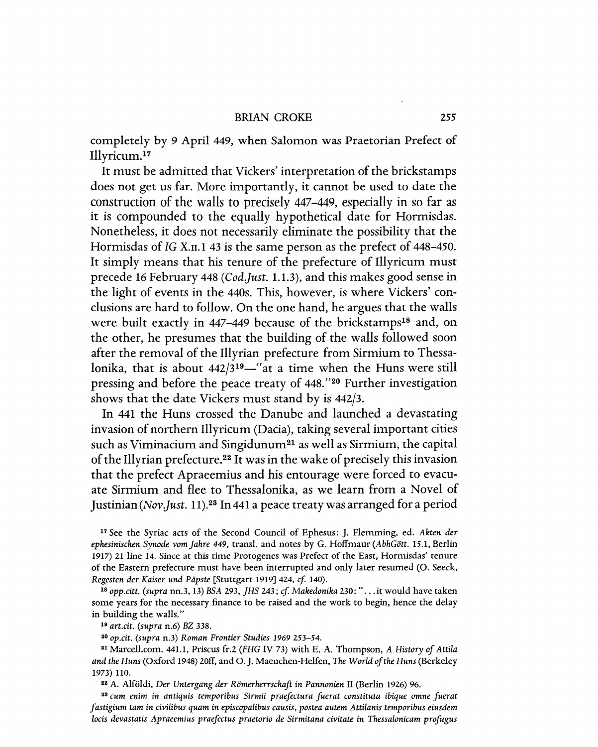completely by 9 April 449, when Salomon was Praetorian Prefect of Illyricum.[17]

It must be admitted that Vickers' interpretation of the brickstamps does not get us far. More importantly, it cannot be used to date the construction of the walls to precisely 447–449, especially in so far as it is compounded to the equally hypothetical date for Hormisdas. Nonetheless, it does not necessarily eliminate the possibility that the Hormisdas of *IG* X.II.1 43 is the same person as the prefect of 448–450. It simply means that his tenure of the prefecture of Illyricum must precede 16 February 448 (*Cod.Just.* 1.1.3), and this makes good sense in the light of events in the 440s. This, however, is where Vickers' conclusions are hard to follow. On the one hand, he argues that the walls were built exactly in 447–449 because of the brickstamps[18] and, on the other, he presumes that the building of the walls followed soon after the removal of the Illyrian prefecture from Sirmium to Thessalonika, that is about 442/3[19]—"at a time when the Huns were still pressing and before the peace treaty of 448."[20] Further investigation shows that the date Vickers must stand by is 442/3.

In 441 the Huns crossed the Danube and launched a devastating invasion of northern Illyricum (Dacia), taking several important cities such as Viminacium and Singidunum[21] as well as Sirmium, the capital of the Illyrian prefecture.[22] It was in the wake of precisely this invasion that the prefect Apraeemius and his entourage were forced to evacuate Sirmium and flee to Thessalonika, as we learn from a Novel of Justinian (*Nov.Just.* 11).[23] In 441 a peace treaty was arranged for a period

[17] See the Syriac acts of the Second Council of Ephesus: J. Flemming, ed. *Akten der ephesinischen Synode vom Jahre 449*, transl. and notes by G. Hoffmaur (*AbhGött.* 15.1, Berlin 1917) 21 line 14. Since at this time Protogenes was Prefect of the East, Hormisdas' tenure of the Eastern prefecture must have been interrupted and only later resumed (O. Seeck, *Regesten der Kaiser und Päpste* [Stuttgart 1919] 424, *cf.* 140).

[18] *opp.citt.* (*supra* nn.3, 13) *BSA* 293, *JHS* 243; *cf. Makedonika* 230: "...it would have taken some years for the necessary finance to be raised and the work to begin, hence the delay in building the walls."

[19] *art.cit.* (*supra* n.6) *BZ* 338.

[20] *op.cit.* (*supra* n.3) *Roman Frontier Studies 1969* 253–54.

[21] Marcell.com. 441.1, Priscus fr.2 (*FHG* IV 73) with E. A. Thompson, *A History of Attila and the Huns* (Oxford 1948) 20ff, and O. J. Maenchen-Helfen, *The World of the Huns* (Berkeley 1973) 110.

[22] A. Alföldi, *Der Untergang der Römerherrschaft in Pannonien* II (Berlin 1926) 96.

[23] *cum enim in antiquis temporibus Sirmii praefectura fuerat constituta ibique omne fuerat fastigium tam in civilibus quam in episcopalibus causis, postea autem Attilanis temporibus eiusdem locis devastatis Apraeemius praefectus praetorio de Sirmitana civitate in Thessalonicam profugus*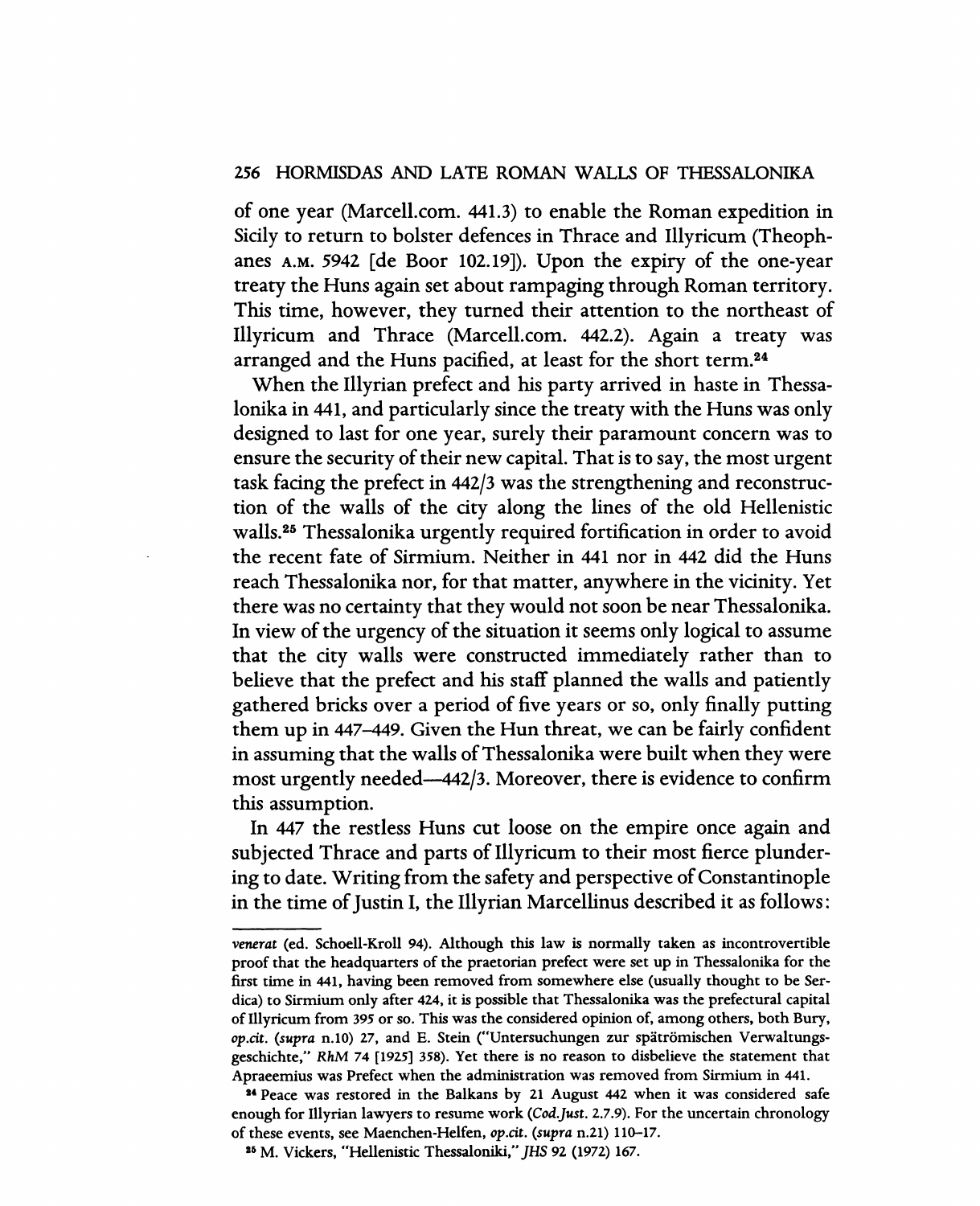of one year (Marcell.com. 441.3) to enable the Roman expedition in Sicily to return to bolster defences in Thrace and Illyricum (Theophanes A.M. 5942 [de Boor 102.19]). Upon the expiry of the one-year treaty the Huns again set about rampaging through Roman territory. This time, however, they turned their attention to the northeast of Illyricum and Thrace (Marcell.com. 442.2). Again a treaty was arranged and the Huns pacified, at least for the short term.[24]

When the Illyrian prefect and his party arrived in haste in Thessalonika in 441, and particularly since the treaty with the Huns was only designed to last for one year, surely their paramount concern was to ensure the security of their new capital. That is to say, the most urgent task facing the prefect in 442/3 was the strengthening and reconstruction of the walls of the city along the lines of the old Hellenistic walls.[25] Thessalonika urgently required fortification in order to avoid the recent fate of Sirmium. Neither in 441 nor in 442 did the Huns reach Thessalonika nor, for that matter, anywhere in the vicinity. Yet there was no certainty that they would not soon be near Thessalonika. In view of the urgency of the situation it seems only logical to assume that the city walls were constructed immediately rather than to believe that the prefect and his staff planned the walls and patiently gathered bricks over a period of five years or so, only finally putting them up in 447–449. Given the Hun threat, we can be fairly confident in assuming that the walls of Thessalonika were built when they were most urgently needed—442/3. Moreover, there is evidence to confirm this assumption.

In 447 the restless Huns cut loose on the empire once again and subjected Thrace and parts of Illyricum to their most fierce plundering to date. Writing from the safety and perspective of Constantinople in the time of Justin I, the Illyrian Marcellinus described it as follows:

---

*venerat* (ed. Schoell-Kroll 94). Although this law is normally taken as incontrovertible proof that the headquarters of the praetorian prefect were set up in Thessalonika for the first time in 441, having been removed from somewhere else (usually thought to be Serdica) to Sirmium only after 424, it is possible that Thessalonika was the prefectural capital of Illyricum from 395 or so. This was the considered opinion of, among others, both Bury, *op.cit.* (*supra* n.10) 27, and E. Stein ("Untersuchungen zur spätrömischen Verwaltungsgeschichte," *RhM* 74 [1925] 358). Yet there is no reason to disbelieve the statement that Apraeemius was Prefect when the administration was removed from Sirmium in 441.

[24] Peace was restored in the Balkans by 21 August 442 when it was considered safe enough for Illyrian lawyers to resume work (*Cod.Just.* 2.7.9). For the uncertain chronology of these events, see Maenchen-Helfen, *op.cit.* (*supra* n.21) 110–17.

[25] M. Vickers, "Hellenistic Thessaloniki," *JHS* 92 (1972) 167.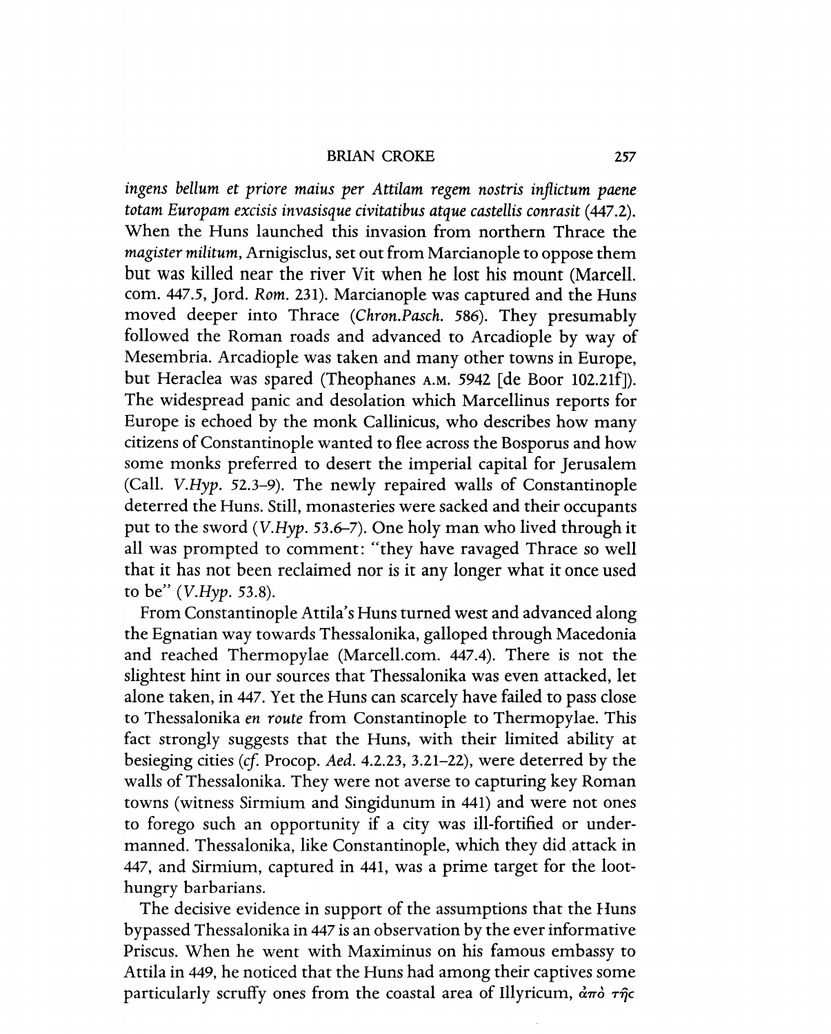*ingens bellum et priore maius per Attilam regem nostris inflictum paene totam Europam excisis invasisque civitatibus atque castellis conrasit* (447.2). When the Huns launched this invasion from northern Thrace the *magister militum*, Arnigisclus, set out from Marcianople to oppose them but was killed near the river Vit when he lost his mount (Marcell. com. 447.5, Jord. *Rom.* 231). Marcianople was captured and the Huns moved deeper into Thrace (*Chron.Pasch.* 586). They presumably followed the Roman roads and advanced to Arcadiople by way of Mesembria. Arcadiople was taken and many other towns in Europe, but Heraclea was spared (Theophanes A.M. 5942 [de Boor 102.21f]). The widespread panic and desolation which Marcellinus reports for Europe is echoed by the monk Callinicus, who describes how many citizens of Constantinople wanted to flee across the Bosporus and how some monks preferred to desert the imperial capital for Jerusalem (Call. *V.Hyp.* 52.3–9). The newly repaired walls of Constantinople deterred the Huns. Still, monasteries were sacked and their occupants put to the sword (*V.Hyp.* 53.6–7). One holy man who lived through it all was prompted to comment: "they have ravaged Thrace so well that it has not been reclaimed nor is it any longer what it once used to be" (*V.Hyp.* 53.8).

From Constantinople Attila's Huns turned west and advanced along the Egnatian way towards Thessalonika, galloped through Macedonia and reached Thermopylae (Marcell.com. 447.4). There is not the slightest hint in our sources that Thessalonika was even attacked, let alone taken, in 447. Yet the Huns can scarcely have failed to pass close to Thessalonika *en route* from Constantinople to Thermopylae. This fact strongly suggests that the Huns, with their limited ability at besieging cities (*cf.* Procop. *Aed.* 4.2.23, 3.21–22), were deterred by the walls of Thessalonika. They were not averse to capturing key Roman towns (witness Sirmium and Singidunum in 441) and were not ones to forego such an opportunity if a city was ill-fortified or undermanned. Thessalonika, like Constantinople, which they did attack in 447, and Sirmium, captured in 441, was a prime target for the loot-hungry barbarians.

The decisive evidence in support of the assumptions that the Huns bypassed Thessalonika in 447 is an observation by the ever informative Priscus. When he went with Maximinus on his famous embassy to Attila in 449, he noticed that the Huns had among their captives some particularly scruffy ones from the coastal area of Illyricum, ἀπὸ τῆς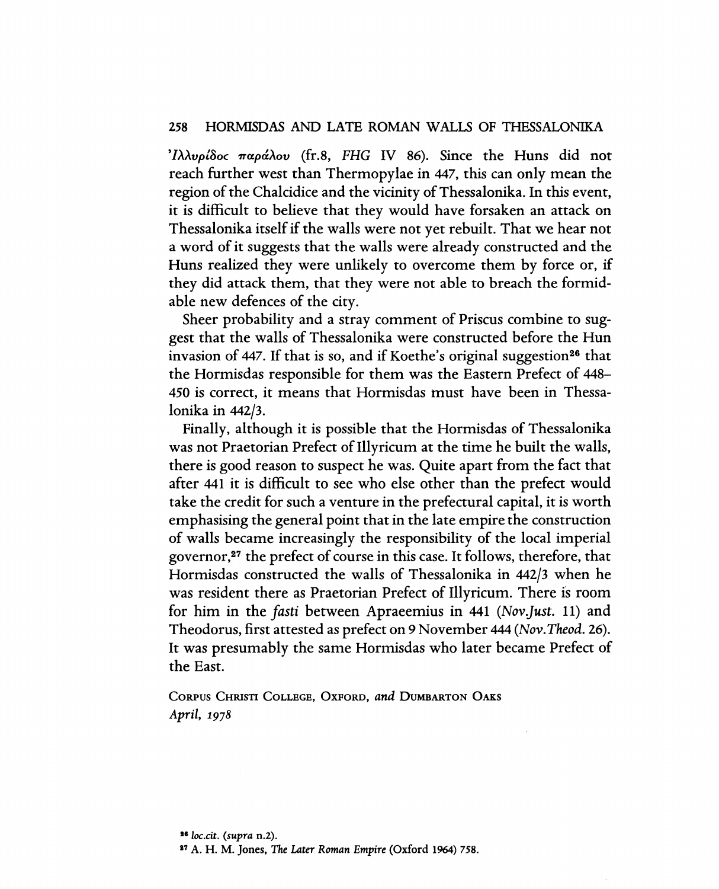Ἰλλυρίδος παράλου (fr.8, *FHG* IV 86). Since the Huns did not reach further west than Thermopylae in 447, this can only mean the region of the Chalcidice and the vicinity of Thessalonika. In this event, it is difficult to believe that they would have forsaken an attack on Thessalonika itself if the walls were not yet rebuilt. That we hear not a word of it suggests that the walls were already constructed and the Huns realized they were unlikely to overcome them by force or, if they did attack them, that they were not able to breach the formidable new defences of the city.

Sheer probability and a stray comment of Priscus combine to suggest that the walls of Thessalonika were constructed before the Hun invasion of 447. If that is so, and if Koethe's original suggestion[26] that the Hormisdas responsible for them was the Eastern Prefect of 448–450 is correct, it means that Hormisdas must have been in Thessalonika in 442/3.

Finally, although it is possible that the Hormisdas of Thessalonika was not Praetorian Prefect of Illyricum at the time he built the walls, there is good reason to suspect he was. Quite apart from the fact that after 441 it is difficult to see who else other than the prefect would take the credit for such a venture in the prefectural capital, it is worth emphasising the general point that in the late empire the construction of walls became increasingly the responsibility of the local imperial governor,[27] the prefect of course in this case. It follows, therefore, that Hormisdas constructed the walls of Thessalonika in 442/3 when he was resident there as Praetorian Prefect of Illyricum. There is room for him in the *fasti* between Apraeemius in 441 (*Nov.Just.* 11) and Theodorus, first attested as prefect on 9 November 444 (*Nov.Theod.* 26). It was presumably the same Hormisdas who later became Prefect of the East.

CORPUS CHRISTI COLLEGE, OXFORD, *and* DUMBARTON OAKS
*April, 1978*

---

[26] *loc.cit.* (*supra* n.2).

[27] A. H. M. Jones, *The Later Roman Empire* (Oxford 1964) 758.